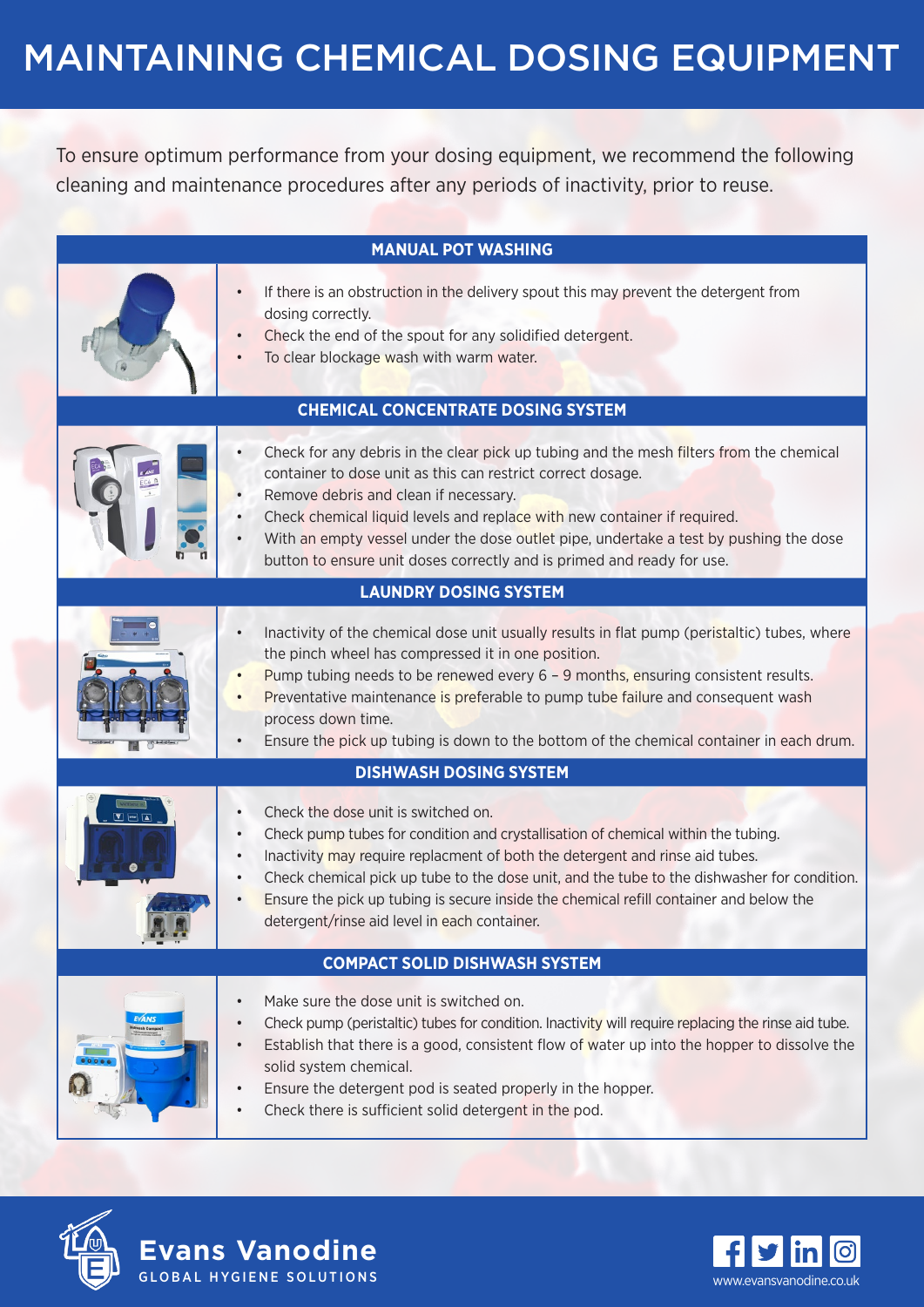# MAINTAINING CHEMICAL DOSING EQUIPMENT

To ensure optimum performance from your dosing equipment, we recommend the following cleaning and maintenance procedures after any periods of inactivity, prior to reuse.

## MANUAL POT WASHING

- If there is an obstruction in the delivery spout this may prevent the detergent from dosing correctly.
- Check the end of the spout for any solidified detergent.
- To clear blockage wash with warm water.

## CHEMICAL CONCENTRATE DOSING SYSTEM

- Check for any debris in the clear pick up tubing and the mesh filters from the chemical container to dose unit as this can restrict correct dosage.
- Remove debris and clean if necessary.
- Check chemical liquid levels and replace with new container if required.
- With an empty vessel under the dose outlet pipe, undertake a test by pushing the dose button to ensure unit doses correctly and is primed and ready for use.

## LAUNDRY DOSING SYSTEM

- Inactivity of the chemical dose unit usually results in flat pump (peristaltic) tubes, where the pinch wheel has compressed it in one position.
- Pump tubing needs to be renewed every 6 – 9 months, ensuring consistent results.
- Preventative maintenance is preferable to pump tube failure and consequent wash process down time.
- Ensure the pick up tubing is down to the bottom of the chemical container in each drum.

## DISHWASH DOSING SYSTEM

- Check the dose unit is switched on.
- Check pump tubes for condition and crystallisation of chemical within the tubing.
- Inactivity may require replacment of both the detergent and rinse aid tubes.
- Check chemical pick up tube to the dose unit, and the tube to the dishwasher for condition.
- Ensure the pick up tubing is secure inside the chemical refill container and below the detergent/rinse aid level in each container.

## COMPACT SOLID DISHWASH SYSTEM

- Make sure the dose unit is switched on.
- Check pump (peristaltic) tubes for condition. Inactivity will require replacing the rinse aid tube.
- Establish that there is a good, consistent flow of water up into the hopper to dissolve the solid system chemical.
- Ensure the detergent pod is seated properly in the hopper.
- Check there is sufficient solid detergent in the pod.

Evans Vanodine
GLOBAL HYGIENE SOLUTIONS

www.evansvanodine.co.uk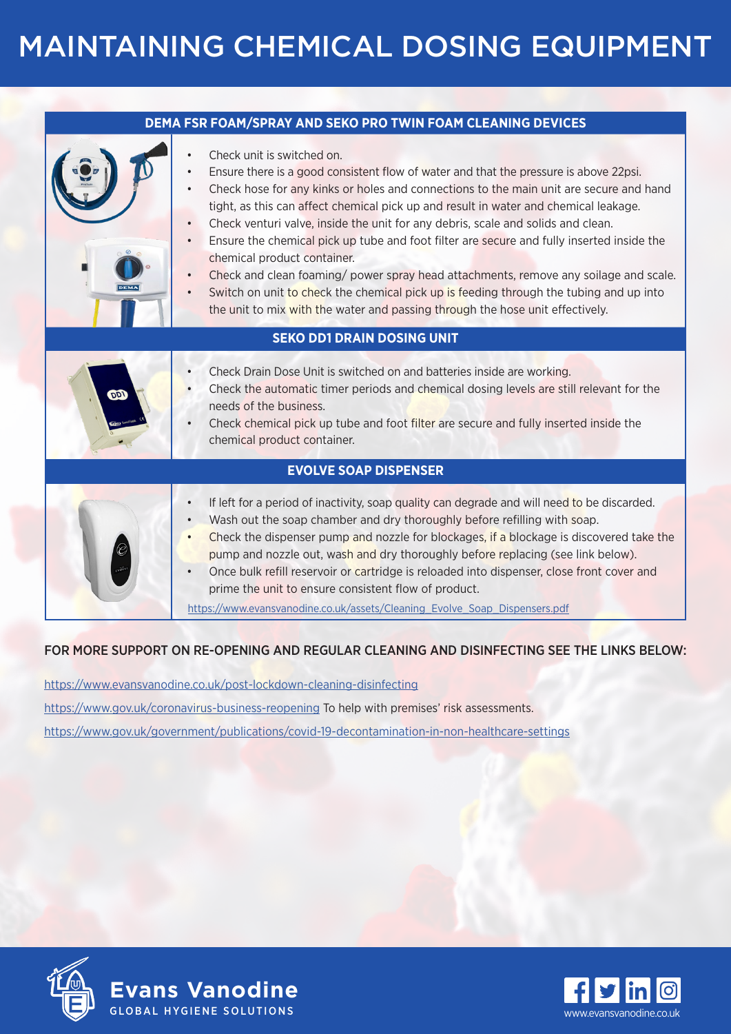# MAINTAINING CHEMICAL DOSING EQUIPMENT

## DEMA FSR FOAM/SPRAY AND SEKO PRO TWIN FOAM CLEANING DEVICES

- Check unit is switched on.
- Ensure there is a good consistent flow of water and that the pressure is above 22psi.
- Check hose for any kinks or holes and connections to the main unit are secure and hand tight, as this can affect chemical pick up and result in water and chemical leakage.
- Check venturi valve, inside the unit for any debris, scale and solids and clean.
- Ensure the chemical pick up tube and foot filter are secure and fully inserted inside the chemical product container.
- Check and clean foaming/ power spray head attachments, remove any soilage and scale.
- Switch on unit to check the chemical pick up is feeding through the tubing and up into the unit to mix with the water and passing through the hose unit effectively.

## SEKO DD1 DRAIN DOSING UNIT

- Check Drain Dose Unit is switched on and batteries inside are working.
- Check the automatic timer periods and chemical dosing levels are still relevant for the needs of the business.
- Check chemical pick up tube and foot filter are secure and fully inserted inside the chemical product container.

## EVOLVE SOAP DISPENSER

- If left for a period of inactivity, soap quality can degrade and will need to be discarded.
- Wash out the soap chamber and dry thoroughly before refilling with soap.
- Check the dispenser pump and nozzle for blockages, if a blockage is discovered take the pump and nozzle out, wash and dry thoroughly before replacing (see link below).
- Once bulk refill reservoir or cartridge is reloaded into dispenser, close front cover and prime the unit to ensure consistent flow of product.

https://www.evansvanodine.co.uk/assets/Cleaning_Evolve_Soap_Dispensers.pdf

## FOR MORE SUPPORT ON RE-OPENING AND REGULAR CLEANING AND DISINFECTING SEE THE LINKS BELOW:

https://www.evansvanodine.co.uk/post-lockdown-cleaning-disinfecting

https://www.gov.uk/coronavirus-business-reopening To help with premises' risk assessments.

https://www.gov.uk/government/publications/covid-19-decontamination-in-non-healthcare-settings

**Evans Vanodine**
GLOBAL HYGIENE SOLUTIONS

www.evansvanodine.co.uk